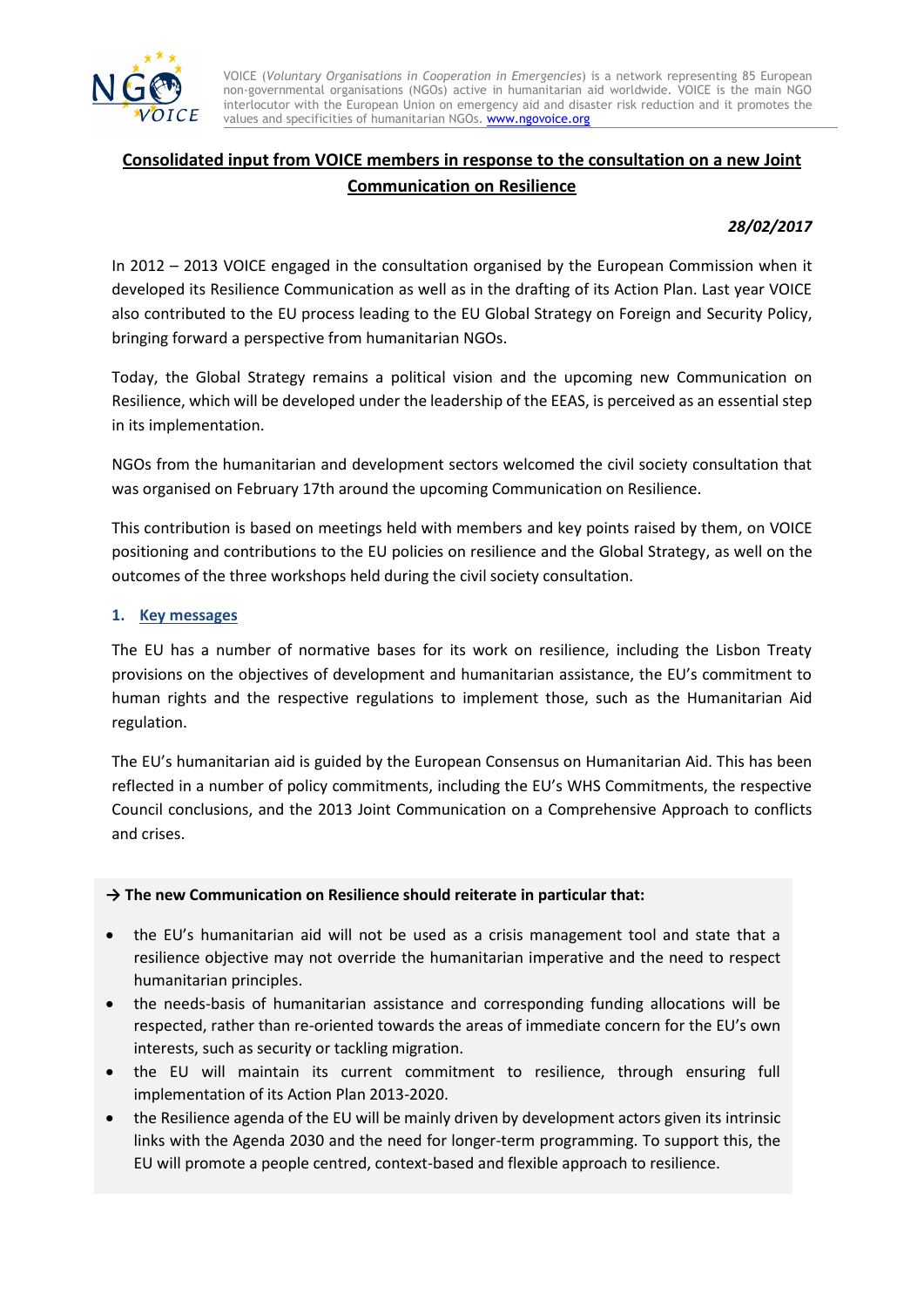VOICE (*Voluntary Organisations in Cooperation in Emergencies*) is a network representing 85 European non-governmental organisations (NGOs) active in humanitarian aid worldwide. VOICE is the main NGO interlocutor with the European Union on emergency aid and disaster risk reduction and it promotes the values and specificities of humanitarian NGOs. www.ngovoice.org

# Consolidated input from VOICE members in response to the consultation on a new Joint Communication on Resilience

***28/02/2017***

In 2012 – 2013 VOICE engaged in the consultation organised by the European Commission when it developed its Resilience Communication as well as in the drafting of its Action Plan. Last year VOICE also contributed to the EU process leading to the EU Global Strategy on Foreign and Security Policy, bringing forward a perspective from humanitarian NGOs.

Today, the Global Strategy remains a political vision and the upcoming new Communication on Resilience, which will be developed under the leadership of the EEAS, is perceived as an essential step in its implementation.

NGOs from the humanitarian and development sectors welcomed the civil society consultation that was organised on February 17th around the upcoming Communication on Resilience.

This contribution is based on meetings held with members and key points raised by them, on VOICE positioning and contributions to the EU policies on resilience and the Global Strategy, as well on the outcomes of the three workshops held during the civil society consultation.

## 1. Key messages

The EU has a number of normative bases for its work on resilience, including the Lisbon Treaty provisions on the objectives of development and humanitarian assistance, the EU's commitment to human rights and the respective regulations to implement those, such as the Humanitarian Aid regulation.

The EU's humanitarian aid is guided by the European Consensus on Humanitarian Aid. This has been reflected in a number of policy commitments, including the EU's WHS Commitments, the respective Council conclusions, and the 2013 Joint Communication on a Comprehensive Approach to conflicts and crises.

**→ The new Communication on Resilience should reiterate in particular that:**

- the EU's humanitarian aid will not be used as a crisis management tool and state that a resilience objective may not override the humanitarian imperative and the need to respect humanitarian principles.
- the needs-basis of humanitarian assistance and corresponding funding allocations will be respected, rather than re-oriented towards the areas of immediate concern for the EU's own interests, such as security or tackling migration.
- the EU will maintain its current commitment to resilience, through ensuring full implementation of its Action Plan 2013-2020.
- the Resilience agenda of the EU will be mainly driven by development actors given its intrinsic links with the Agenda 2030 and the need for longer-term programming. To support this, the EU will promote a people centred, context-based and flexible approach to resilience.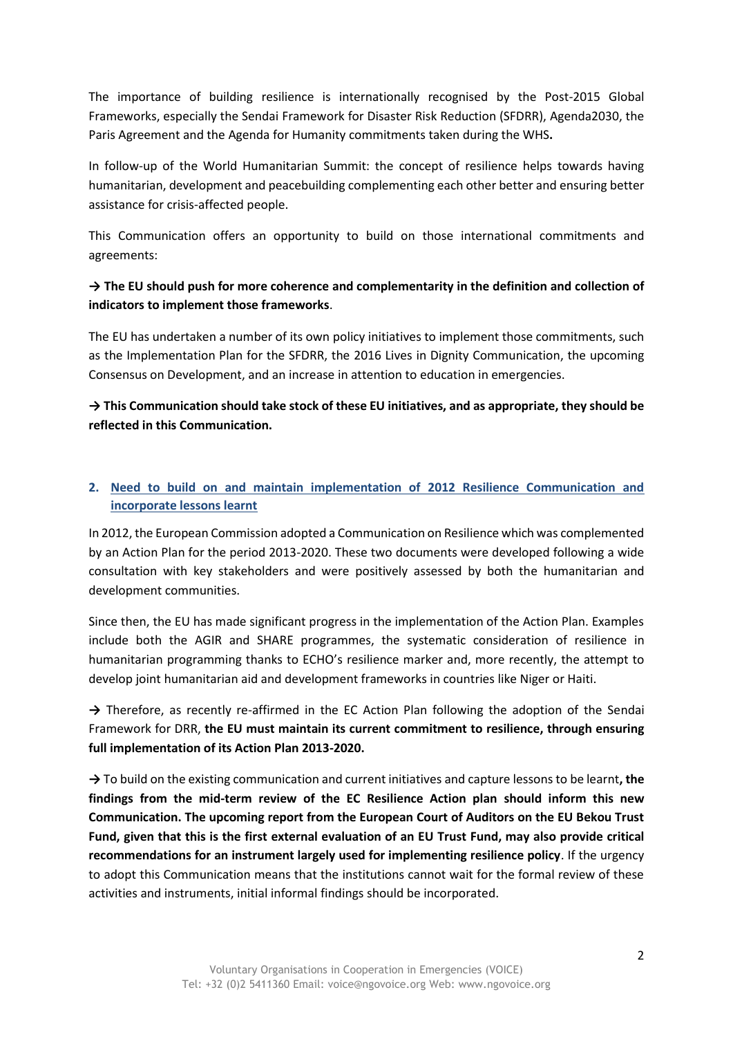The importance of building resilience is internationally recognised by the Post-2015 Global Frameworks, especially the Sendai Framework for Disaster Risk Reduction (SFDRR), Agenda2030, the Paris Agreement and the Agenda for Humanity commitments taken during the WHS**.**

In follow-up of the World Humanitarian Summit: the concept of resilience helps towards having humanitarian, development and peacebuilding complementing each other better and ensuring better assistance for crisis-affected people.

This Communication offers an opportunity to build on those international commitments and agreements:

**→ The EU should push for more coherence and complementarity in the definition and collection of indicators to implement those frameworks**.

The EU has undertaken a number of its own policy initiatives to implement those commitments, such as the Implementation Plan for the SFDRR, the 2016 Lives in Dignity Communication, the upcoming Consensus on Development, and an increase in attention to education in emergencies.

**→ This Communication should take stock of these EU initiatives, and as appropriate, they should be reflected in this Communication.**

## 2. Need to build on and maintain implementation of 2012 Resilience Communication and incorporate lessons learnt

In 2012, the European Commission adopted a Communication on Resilience which was complemented by an Action Plan for the period 2013-2020. These two documents were developed following a wide consultation with key stakeholders and were positively assessed by both the humanitarian and development communities.

Since then, the EU has made significant progress in the implementation of the Action Plan. Examples include both the AGIR and SHARE programmes, the systematic consideration of resilience in humanitarian programming thanks to ECHO's resilience marker and, more recently, the attempt to develop joint humanitarian aid and development frameworks in countries like Niger or Haiti.

→ Therefore, as recently re-affirmed in the EC Action Plan following the adoption of the Sendai Framework for DRR, **the EU must maintain its current commitment to resilience, through ensuring full implementation of its Action Plan 2013-2020.**

→ To build on the existing communication and current initiatives and capture lessons to be learnt**, the findings from the mid-term review of the EC Resilience Action plan should inform this new Communication. The upcoming report from the European Court of Auditors on the EU Bekou Trust Fund, given that this is the first external evaluation of an EU Trust Fund, may also provide critical recommendations for an instrument largely used for implementing resilience policy**. If the urgency to adopt this Communication means that the institutions cannot wait for the formal review of these activities and instruments, initial informal findings should be incorporated.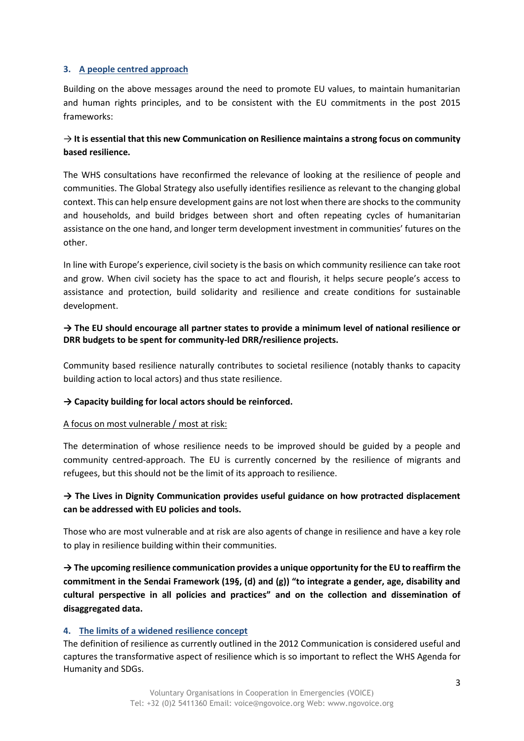## 3. A people centred approach

Building on the above messages around the need to promote EU values, to maintain humanitarian and human rights principles, and to be consistent with the EU commitments in the post 2015 frameworks:

→ **It is essential that this new Communication on Resilience maintains a strong focus on community based resilience.**

The WHS consultations have reconfirmed the relevance of looking at the resilience of people and communities. The Global Strategy also usefully identifies resilience as relevant to the changing global context. This can help ensure development gains are not lost when there are shocks to the community and households, and build bridges between short and often repeating cycles of humanitarian assistance on the one hand, and longer term development investment in communities' futures on the other.

In line with Europe's experience, civil society is the basis on which community resilience can take root and grow. When civil society has the space to act and flourish, it helps secure people's access to assistance and protection, build solidarity and resilience and create conditions for sustainable development.

**→ The EU should encourage all partner states to provide a minimum level of national resilience or DRR budgets to be spent for community-led DRR/resilience projects.**

Community based resilience naturally contributes to societal resilience (notably thanks to capacity building action to local actors) and thus state resilience.

**→ Capacity building for local actors should be reinforced.**

A focus on most vulnerable / most at risk:

The determination of whose resilience needs to be improved should be guided by a people and community centred-approach. The EU is currently concerned by the resilience of migrants and refugees, but this should not be the limit of its approach to resilience.

**→ The Lives in Dignity Communication provides useful guidance on how protracted displacement can be addressed with EU policies and tools.**

Those who are most vulnerable and at risk are also agents of change in resilience and have a key role to play in resilience building within their communities.

**→ The upcoming resilience communication provides a unique opportunity for the EU to reaffirm the commitment in the Sendai Framework (19§, (d) and (g)) "to integrate a gender, age, disability and cultural perspective in all policies and practices" and on the collection and dissemination of disaggregated data.**

## 4. The limits of a widened resilience concept

The definition of resilience as currently outlined in the 2012 Communication is considered useful and captures the transformative aspect of resilience which is so important to reflect the WHS Agenda for Humanity and SDGs.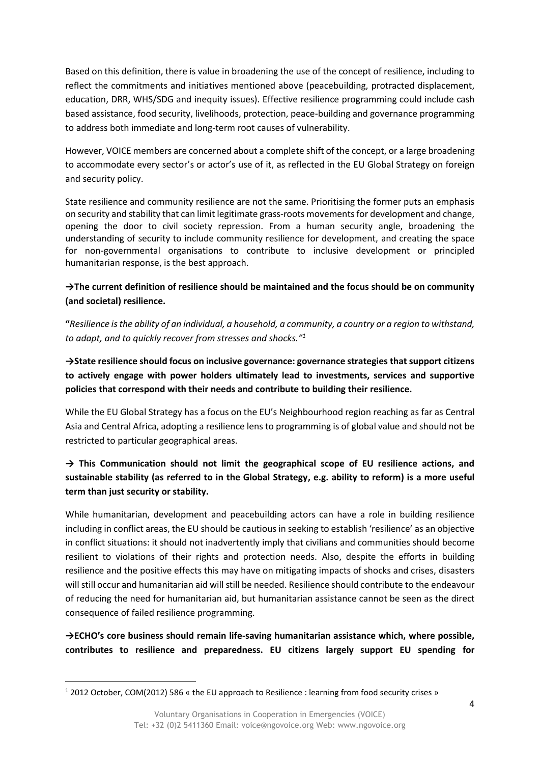Based on this definition, there is value in broadening the use of the concept of resilience, including to reflect the commitments and initiatives mentioned above (peacebuilding, protracted displacement, education, DRR, WHS/SDG and inequity issues). Effective resilience programming could include cash based assistance, food security, livelihoods, protection, peace-building and governance programming to address both immediate and long-term root causes of vulnerability.

However, VOICE members are concerned about a complete shift of the concept, or a large broadening to accommodate every sector's or actor's use of it, as reflected in the EU Global Strategy on foreign and security policy.

State resilience and community resilience are not the same. Prioritising the former puts an emphasis on security and stability that can limit legitimate grass-roots movements for development and change, opening the door to civil society repression. From a human security angle, broadening the understanding of security to include community resilience for development, and creating the space for non-governmental organisations to contribute to inclusive development or principled humanitarian response, is the best approach.

**→The current definition of resilience should be maintained and the focus should be on community (and societal) resilience.**

**"***Resilience is the ability of an individual, a household, a community, a country or a region to withstand, to adapt, and to quickly recover from stresses and shocks."*[1]

**→State resilience should focus on inclusive governance: governance strategies that support citizens to actively engage with power holders ultimately lead to investments, services and supportive policies that correspond with their needs and contribute to building their resilience.**

While the EU Global Strategy has a focus on the EU's Neighbourhood region reaching as far as Central Asia and Central Africa, adopting a resilience lens to programming is of global value and should not be restricted to particular geographical areas.

**→ This Communication should not limit the geographical scope of EU resilience actions, and sustainable stability (as referred to in the Global Strategy, e.g. ability to reform) is a more useful term than just security or stability.**

While humanitarian, development and peacebuilding actors can have a role in building resilience including in conflict areas, the EU should be cautious in seeking to establish 'resilience' as an objective in conflict situations: it should not inadvertently imply that civilians and communities should become resilient to violations of their rights and protection needs. Also, despite the efforts in building resilience and the positive effects this may have on mitigating impacts of shocks and crises, disasters will still occur and humanitarian aid will still be needed. Resilience should contribute to the endeavour of reducing the need for humanitarian aid, but humanitarian assistance cannot be seen as the direct consequence of failed resilience programming.

**→ECHO's core business should remain life-saving humanitarian assistance which, where possible, contributes to resilience and preparedness. EU citizens largely support EU spending for**

[1] 2012 October, COM(2012) 586 « the EU approach to Resilience : learning from food security crises »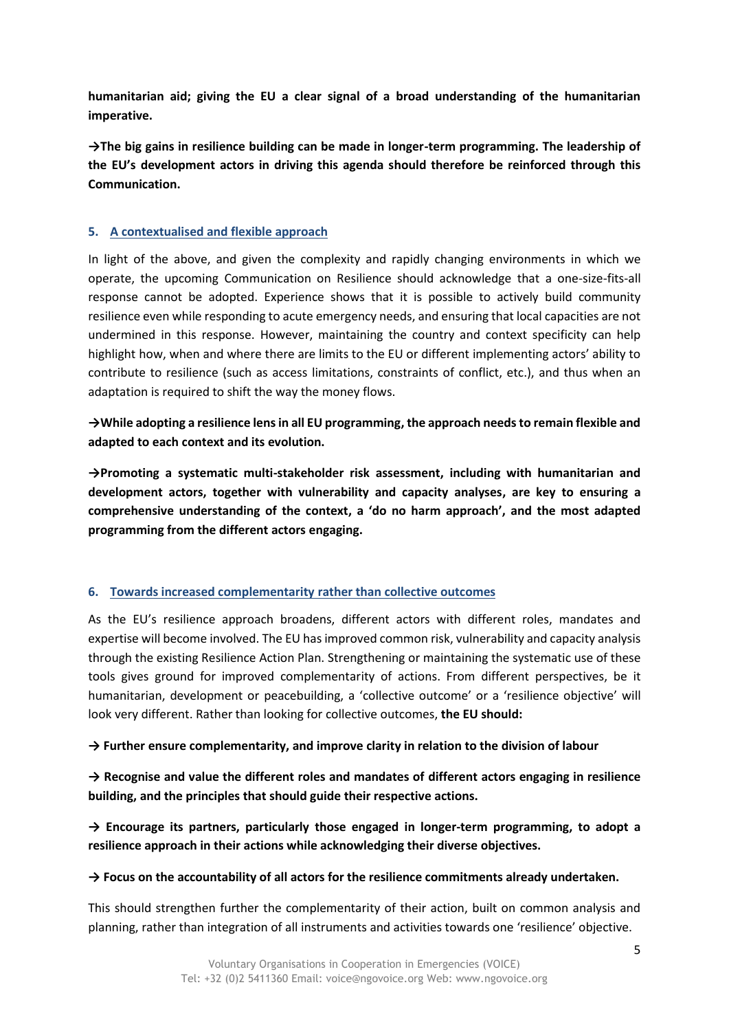**humanitarian aid; giving the EU a clear signal of a broad understanding of the humanitarian imperative.**

**→The big gains in resilience building can be made in longer-term programming. The leadership of the EU's development actors in driving this agenda should therefore be reinforced through this Communication.**

## 5. A contextualised and flexible approach

In light of the above, and given the complexity and rapidly changing environments in which we operate, the upcoming Communication on Resilience should acknowledge that a one-size-fits-all response cannot be adopted. Experience shows that it is possible to actively build community resilience even while responding to acute emergency needs, and ensuring that local capacities are not undermined in this response. However, maintaining the country and context specificity can help highlight how, when and where there are limits to the EU or different implementing actors' ability to contribute to resilience (such as access limitations, constraints of conflict, etc.), and thus when an adaptation is required to shift the way the money flows.

**→While adopting a resilience lens in all EU programming, the approach needs to remain flexible and adapted to each context and its evolution.**

**→Promoting a systematic multi-stakeholder risk assessment, including with humanitarian and development actors, together with vulnerability and capacity analyses, are key to ensuring a comprehensive understanding of the context, a 'do no harm approach', and the most adapted programming from the different actors engaging.**

## 6. Towards increased complementarity rather than collective outcomes

As the EU's resilience approach broadens, different actors with different roles, mandates and expertise will become involved. The EU has improved common risk, vulnerability and capacity analysis through the existing Resilience Action Plan. Strengthening or maintaining the systematic use of these tools gives ground for improved complementarity of actions. From different perspectives, be it humanitarian, development or peacebuilding, a 'collective outcome' or a 'resilience objective' will look very different. Rather than looking for collective outcomes, **the EU should:**

**→ Further ensure complementarity, and improve clarity in relation to the division of labour**

**→ Recognise and value the different roles and mandates of different actors engaging in resilience building, and the principles that should guide their respective actions.**

**→ Encourage its partners, particularly those engaged in longer-term programming, to adopt a resilience approach in their actions while acknowledging their diverse objectives.**

**→ Focus on the accountability of all actors for the resilience commitments already undertaken.**

This should strengthen further the complementarity of their action, built on common analysis and planning, rather than integration of all instruments and activities towards one 'resilience' objective.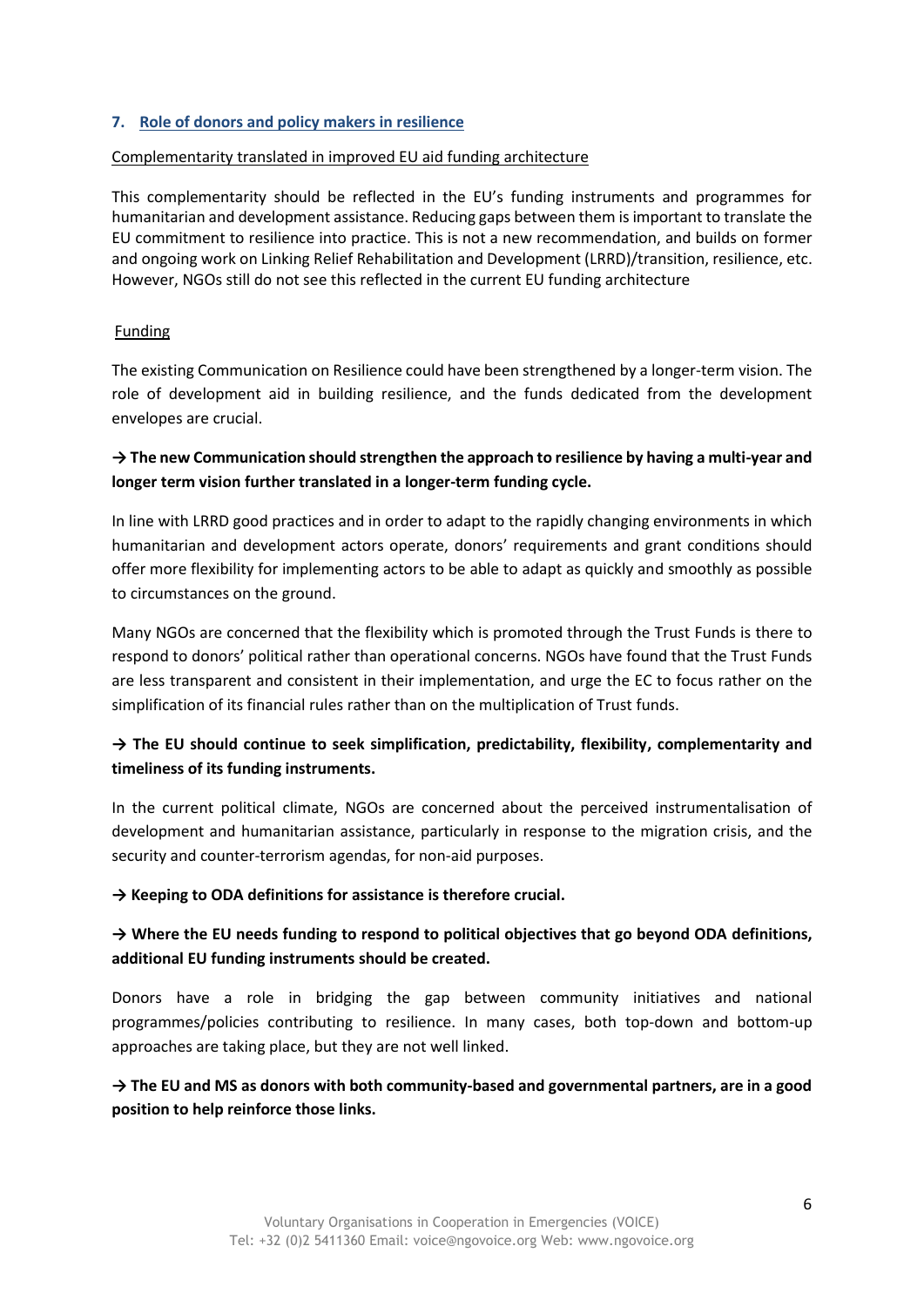## 7. Role of donors and policy makers in resilience

Complementarity translated in improved EU aid funding architecture

This complementarity should be reflected in the EU's funding instruments and programmes for humanitarian and development assistance. Reducing gaps between them is important to translate the EU commitment to resilience into practice. This is not a new recommendation, and builds on former and ongoing work on Linking Relief Rehabilitation and Development (LRRD)/transition, resilience, etc. However, NGOs still do not see this reflected in the current EU funding architecture

Funding

The existing Communication on Resilience could have been strengthened by a longer-term vision. The role of development aid in building resilience, and the funds dedicated from the development envelopes are crucial.

**→ The new Communication should strengthen the approach to resilience by having a multi-year and longer term vision further translated in a longer-term funding cycle.**

In line with LRRD good practices and in order to adapt to the rapidly changing environments in which humanitarian and development actors operate, donors' requirements and grant conditions should offer more flexibility for implementing actors to be able to adapt as quickly and smoothly as possible to circumstances on the ground.

Many NGOs are concerned that the flexibility which is promoted through the Trust Funds is there to respond to donors' political rather than operational concerns. NGOs have found that the Trust Funds are less transparent and consistent in their implementation, and urge the EC to focus rather on the simplification of its financial rules rather than on the multiplication of Trust funds.

**→ The EU should continue to seek simplification, predictability, flexibility, complementarity and timeliness of its funding instruments.**

In the current political climate, NGOs are concerned about the perceived instrumentalisation of development and humanitarian assistance, particularly in response to the migration crisis, and the security and counter-terrorism agendas, for non-aid purposes.

**→ Keeping to ODA definitions for assistance is therefore crucial.**

**→ Where the EU needs funding to respond to political objectives that go beyond ODA definitions, additional EU funding instruments should be created.**

Donors have a role in bridging the gap between community initiatives and national programmes/policies contributing to resilience. In many cases, both top-down and bottom-up approaches are taking place, but they are not well linked.

**→ The EU and MS as donors with both community-based and governmental partners, are in a good position to help reinforce those links.**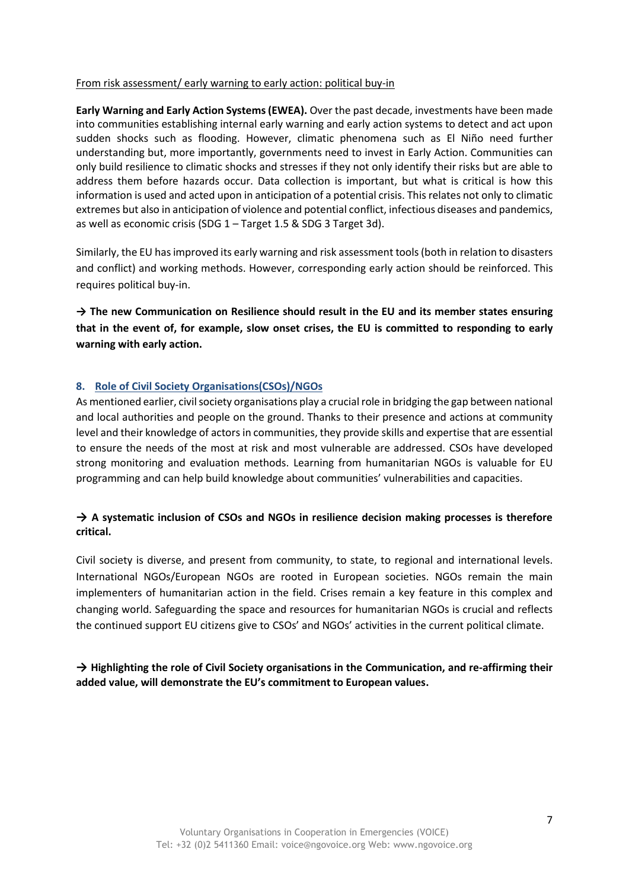<u>From risk assessment/ early warning to early action: political buy-in</u>

**Early Warning and Early Action Systems (EWEA).** Over the past decade, investments have been made into communities establishing internal early warning and early action systems to detect and act upon sudden shocks such as flooding. However, climatic phenomena such as El Niño need further understanding but, more importantly, governments need to invest in Early Action. Communities can only build resilience to climatic shocks and stresses if they not only identify their risks but are able to address them before hazards occur. Data collection is important, but what is critical is how this information is used and acted upon in anticipation of a potential crisis. This relates not only to climatic extremes but also in anticipation of violence and potential conflict, infectious diseases and pandemics, as well as economic crisis (SDG 1 – Target 1.5 & SDG 3 Target 3d).

Similarly, the EU has improved its early warning and risk assessment tools (both in relation to disasters and conflict) and working methods. However, corresponding early action should be reinforced. This requires political buy-in.

**→ The new Communication on Resilience should result in the EU and its member states ensuring that in the event of, for example, slow onset crises, the EU is committed to responding to early warning with early action.**

## 8. Role of Civil Society Organisations(CSOs)/NGOs

As mentioned earlier, civil society organisations play a crucial role in bridging the gap between national and local authorities and people on the ground. Thanks to their presence and actions at community level and their knowledge of actors in communities, they provide skills and expertise that are essential to ensure the needs of the most at risk and most vulnerable are addressed. CSOs have developed strong monitoring and evaluation methods. Learning from humanitarian NGOs is valuable for EU programming and can help build knowledge about communities' vulnerabilities and capacities.

**→ A systematic inclusion of CSOs and NGOs in resilience decision making processes is therefore critical.**

Civil society is diverse, and present from community, to state, to regional and international levels. International NGOs/European NGOs are rooted in European societies. NGOs remain the main implementers of humanitarian action in the field. Crises remain a key feature in this complex and changing world. Safeguarding the space and resources for humanitarian NGOs is crucial and reflects the continued support EU citizens give to CSOs' and NGOs' activities in the current political climate.

**→ Highlighting the role of Civil Society organisations in the Communication, and re-affirming their added value, will demonstrate the EU's commitment to European values.**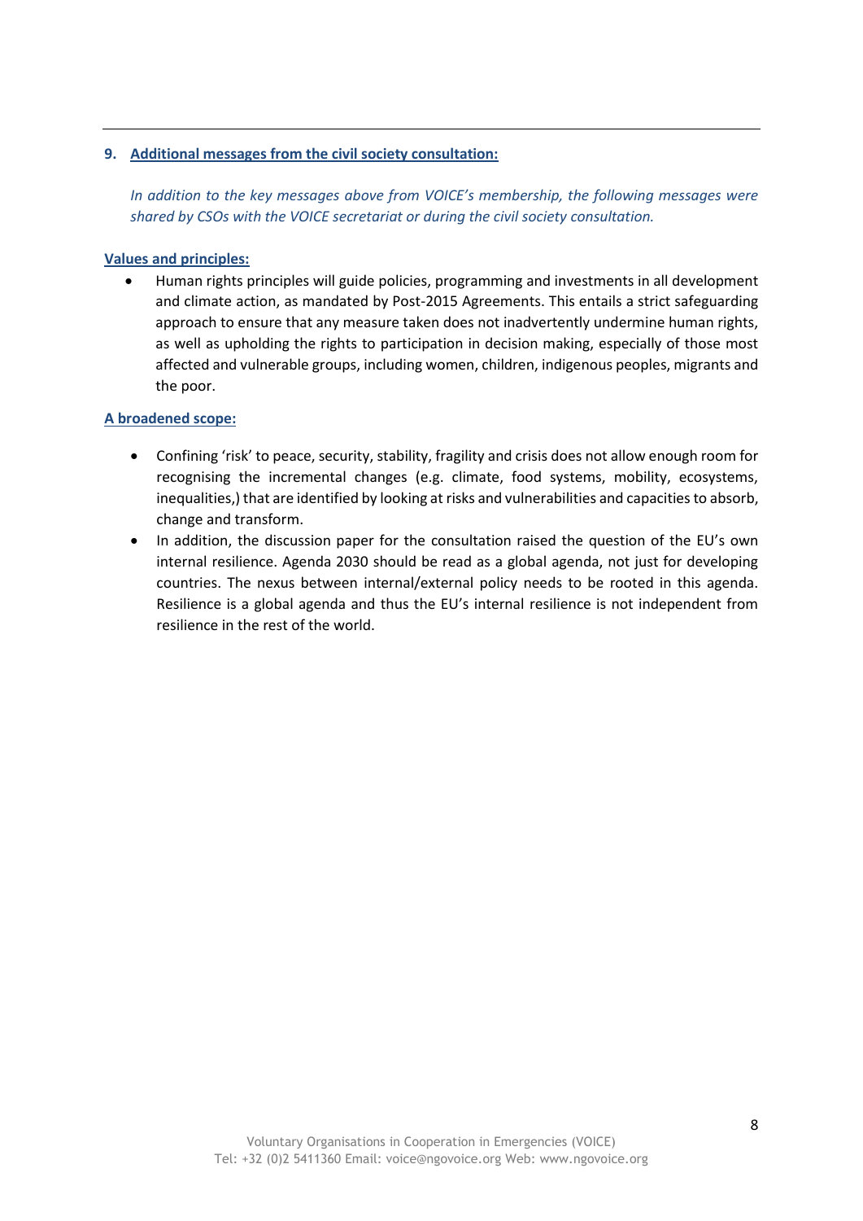## 9. Additional messages from the civil society consultation:

*In addition to the key messages above from VOICE's membership, the following messages were shared by CSOs with the VOICE secretariat or during the civil society consultation.*

### Values and principles:

- Human rights principles will guide policies, programming and investments in all development and climate action, as mandated by Post-2015 Agreements. This entails a strict safeguarding approach to ensure that any measure taken does not inadvertently undermine human rights, as well as upholding the rights to participation in decision making, especially of those most affected and vulnerable groups, including women, children, indigenous peoples, migrants and the poor.

### A broadened scope:

- Confining 'risk' to peace, security, stability, fragility and crisis does not allow enough room for recognising the incremental changes (e.g. climate, food systems, mobility, ecosystems, inequalities,) that are identified by looking at risks and vulnerabilities and capacities to absorb, change and transform.
- In addition, the discussion paper for the consultation raised the question of the EU's own internal resilience. Agenda 2030 should be read as a global agenda, not just for developing countries. The nexus between internal/external policy needs to be rooted in this agenda. Resilience is a global agenda and thus the EU's internal resilience is not independent from resilience in the rest of the world.